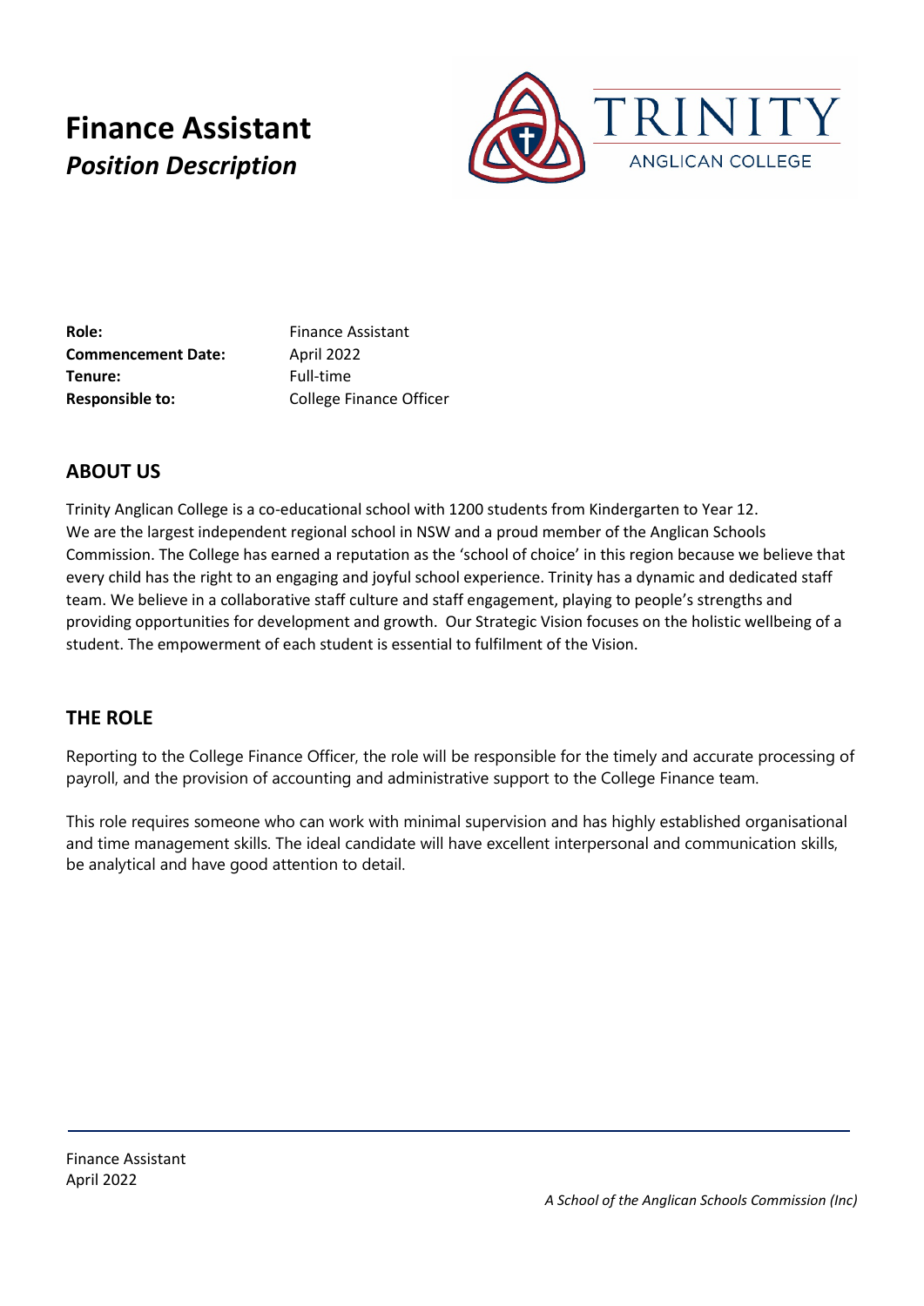# Finance Assistant

## *Position Description*

TRINITY ANGLICAN COLLEGE

| | |
|---|---|
| **Role:** | Finance Assistant |
| **Commencement Date:** | April 2022 |
| **Tenure:** | Full-time |
| **Responsible to:** | College Finance Officer |

## ABOUT US

Trinity Anglican College is a co-educational school with 1200 students from Kindergarten to Year 12. We are the largest independent regional school in NSW and a proud member of the Anglican Schools Commission. The College has earned a reputation as the 'school of choice' in this region because we believe that every child has the right to an engaging and joyful school experience. Trinity has a dynamic and dedicated staff team. We believe in a collaborative staff culture and staff engagement, playing to people's strengths and providing opportunities for development and growth. Our Strategic Vision focuses on the holistic wellbeing of a student. The empowerment of each student is essential to fulfilment of the Vision.

## THE ROLE

Reporting to the College Finance Officer, the role will be responsible for the timely and accurate processing of payroll, and the provision of accounting and administrative support to the College Finance team.

This role requires someone who can work with minimal supervision and has highly established organisational and time management skills. The ideal candidate will have excellent interpersonal and communication skills, be analytical and have good attention to detail.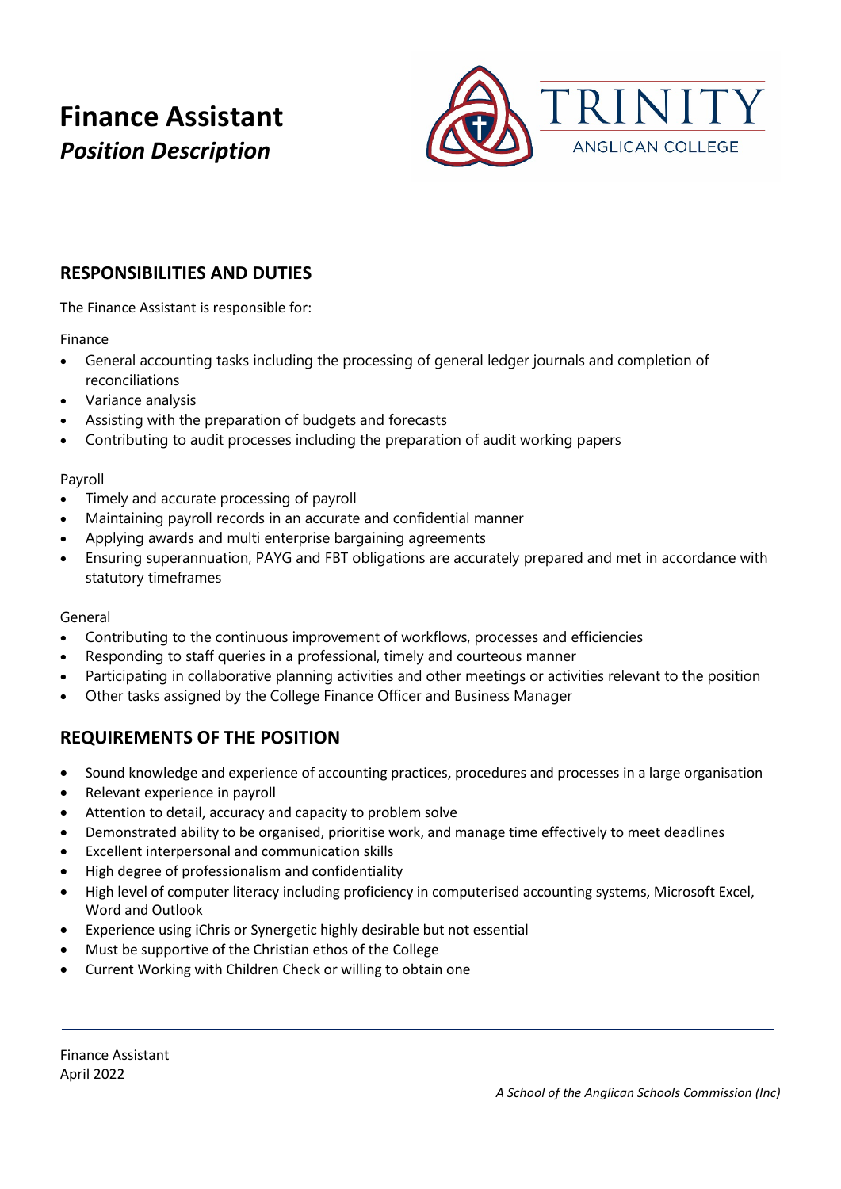# Finance Assistant

***Position Description***

## RESPONSIBILITIES AND DUTIES

The Finance Assistant is responsible for:

Finance

- General accounting tasks including the processing of general ledger journals and completion of reconciliations
- Variance analysis
- Assisting with the preparation of budgets and forecasts
- Contributing to audit processes including the preparation of audit working papers

Payroll

- Timely and accurate processing of payroll
- Maintaining payroll records in an accurate and confidential manner
- Applying awards and multi enterprise bargaining agreements
- Ensuring superannuation, PAYG and FBT obligations are accurately prepared and met in accordance with statutory timeframes

General

- Contributing to the continuous improvement of workflows, processes and efficiencies
- Responding to staff queries in a professional, timely and courteous manner
- Participating in collaborative planning activities and other meetings or activities relevant to the position
- Other tasks assigned by the College Finance Officer and Business Manager

## REQUIREMENTS OF THE POSITION

- Sound knowledge and experience of accounting practices, procedures and processes in a large organisation
- Relevant experience in payroll
- Attention to detail, accuracy and capacity to problem solve
- Demonstrated ability to be organised, prioritise work, and manage time effectively to meet deadlines
- Excellent interpersonal and communication skills
- High degree of professionalism and confidentiality
- High level of computer literacy including proficiency in computerised accounting systems, Microsoft Excel, Word and Outlook
- Experience using iChris or Synergetic highly desirable but not essential
- Must be supportive of the Christian ethos of the College
- Current Working with Children Check or willing to obtain one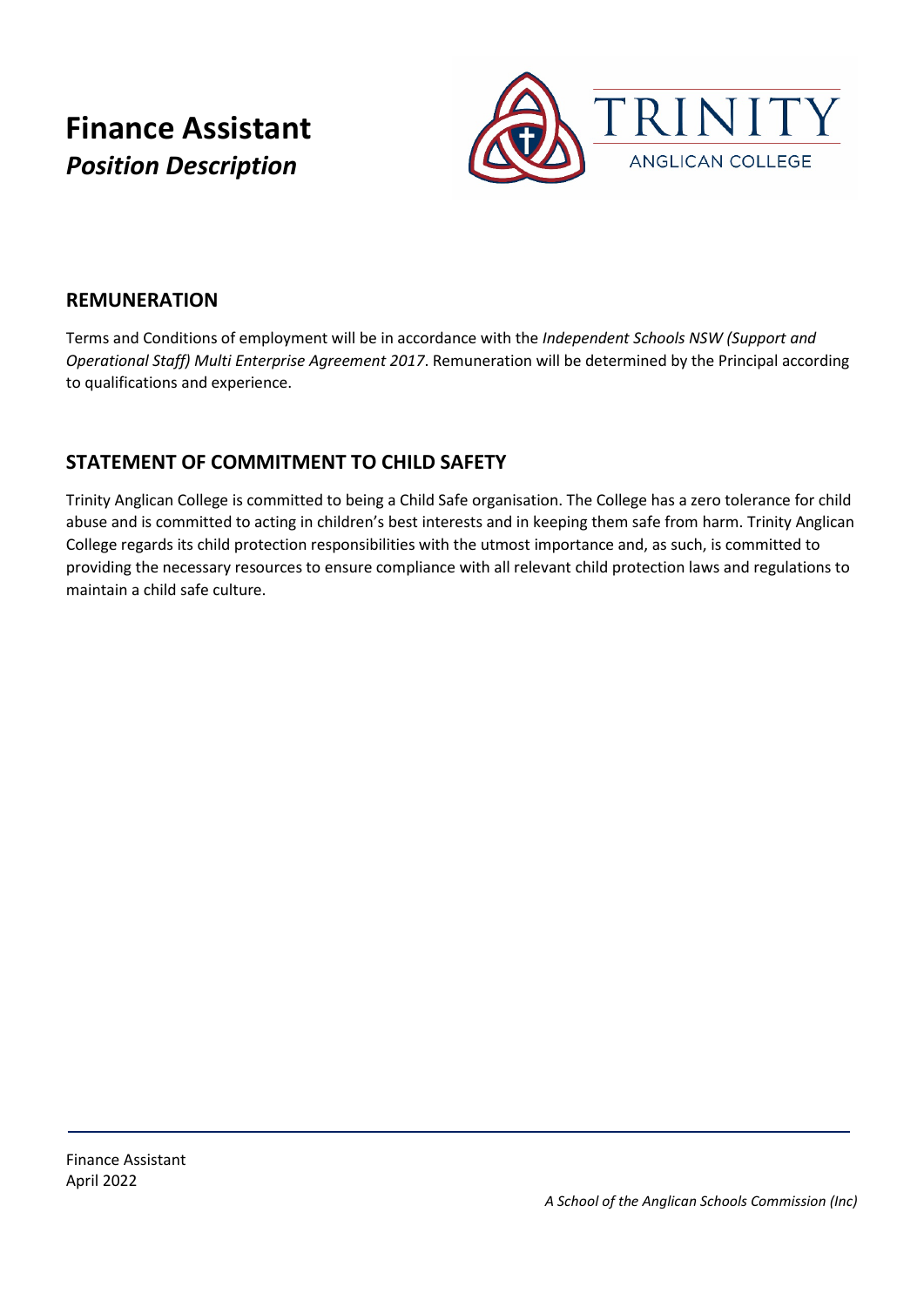# Finance Assistant

***Position Description***

## REMUNERATION

Terms and Conditions of employment will be in accordance with the *Independent Schools NSW (Support and Operational Staff) Multi Enterprise Agreement 2017*. Remuneration will be determined by the Principal according to qualifications and experience.

## STATEMENT OF COMMITMENT TO CHILD SAFETY

Trinity Anglican College is committed to being a Child Safe organisation. The College has a zero tolerance for child abuse and is committed to acting in children's best interests and in keeping them safe from harm. Trinity Anglican College regards its child protection responsibilities with the utmost importance and, as such, is committed to providing the necessary resources to ensure compliance with all relevant child protection laws and regulations to maintain a child safe culture.